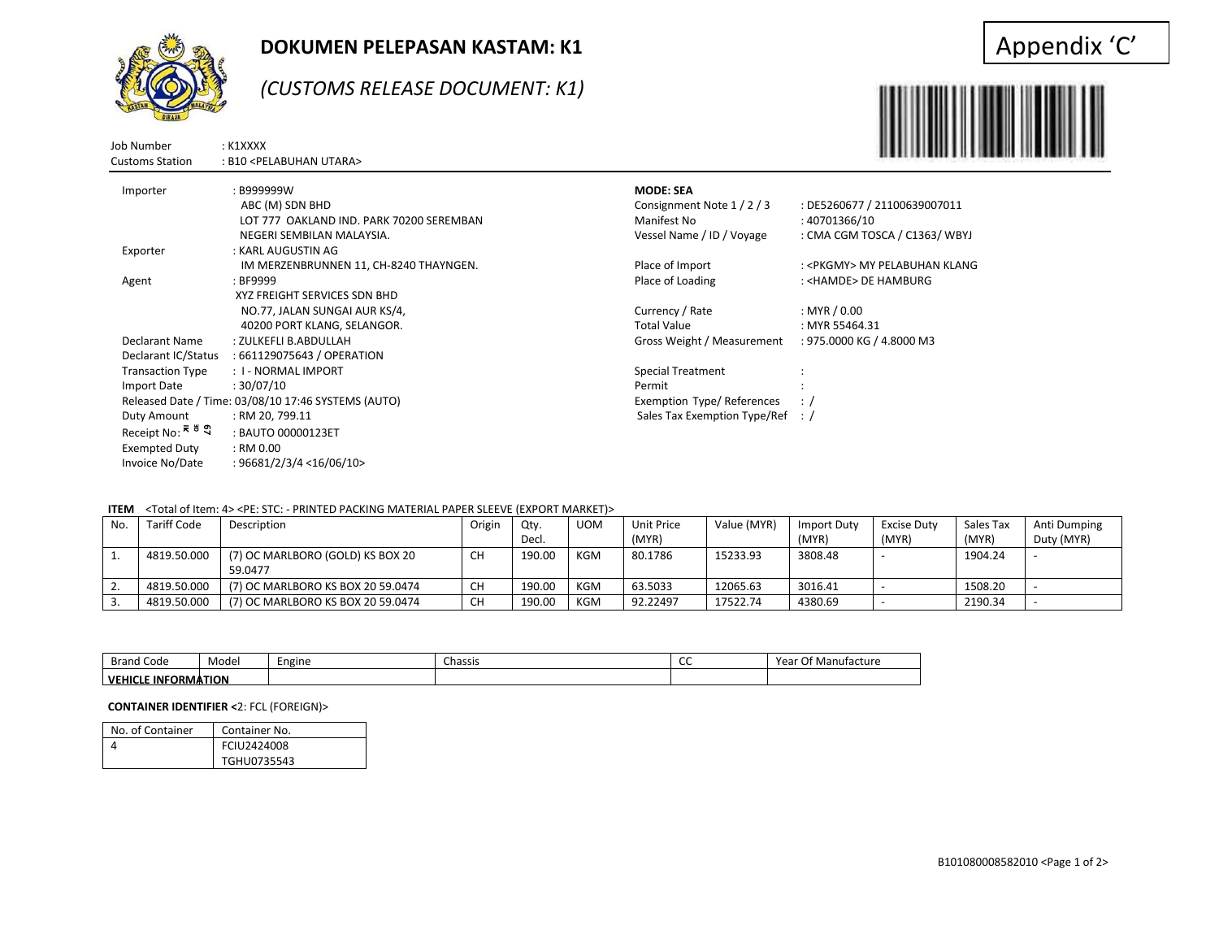Appendix 'C'

# DOKUMEN PELEPASAN KASTAM: K1

## *(CUSTOMS RELEASE DOCUMENT: K1)*

Job Number : K1XXXX
Customs Station : B10 <PELABUHAN UTARA>

Importer : B999999W
ABC (M) SDN BHD
LOT 777 OAKLAND IND. PARK 70200 SEREMBAN
NEGERI SEMBILAN MALAYSIA.

Exporter : KARL AUGUSTIN AG
IM MERZENBRUNNEN 11, CH-8240 THAYNGEN.

Agent : BF9999
XYZ FREIGHT SERVICES SDN BHD
NO.77, JALAN SUNGAI AUR KS/4,
40200 PORT KLANG, SELANGOR.

Declarant Name : ZULKEFLI B.ABDULLAH
Declarant IC/Status : 661129075643 / OPERATION
Transaction Type : I - NORMAL IMPORT
Import Date : 30/07/10
Released Date / Time: 03/08/10 17:46 SYSTEMS (AUTO)
Duty Amount : RM 20, 799.11
Receipt No: : BAUTO 00000123ET
Exempted Duty : RM 0.00
Invoice No/Date : 96681/2/3/4 <16/06/10>

**MODE: SEA**
Consignment Note 1 / 2 / 3 : DE5260677 / 21100639007011
Manifest No : 40701366/10
Vessel Name / ID / Voyage : CMA CGM TOSCA / C1363/ WBYJ

Place of Import : <PKGMY> MY PELABUHAN KLANG
Place of Loading : <HAMDE> DE HAMBURG

Currency / Rate : MYR / 0.00
Total Value : MYR 55464.31
Gross Weight / Measurement : 975.0000 KG / 4.8000 M3

Special Treatment :
Permit :
Exemption Type/ References : /
Sales Tax Exemption Type/Ref : /

**ITEM** <Total of Item: 4> <PE: STC: - PRINTED PACKING MATERIAL PAPER SLEEVE (EXPORT MARKET)>

| No. | Tariff Code | Description | Origin | Qty. Decl. | UOM | Unit Price (MYR) | Value (MYR) | Import Duty (MYR) | Excise Duty (MYR) | Sales Tax (MYR) | Anti Dumping Duty (MYR) |
|---|---|---|---|---|---|---|---|---|---|---|---|
| 1. | 4819.50.000 | (7) OC MARLBORO (GOLD) KS BOX 20 59.0477 | CH | 190.00 | KGM | 80.1786 | 15233.93 | 3808.48 | - | 1904.24 | - |
| 2. | 4819.50.000 | (7) OC MARLBORO KS BOX 20 59.0474 | CH | 190.00 | KGM | 63.5033 | 12065.63 | 3016.41 | - | 1508.20 | - |
| 3. | 4819.50.000 | (7) OC MARLBORO KS BOX 20 59.0474 | CH | 190.00 | KGM | 92.22497 | 17522.74 | 4380.69 | - | 2190.34 | - |

| Brand Code | Model | Engine | Chassis | CC | Year Of Manufacture |
|---|---|---|---|---|---|
| **VEHICLE INFORMATION** | | | | | |

**CONTAINER IDENTIFIER <**2: FCL (FOREIGN)>

| No. of Container | Container No. |
|---|---|
| 4 | FCIU2424008<br>TGHU0735543 |

B101080008582010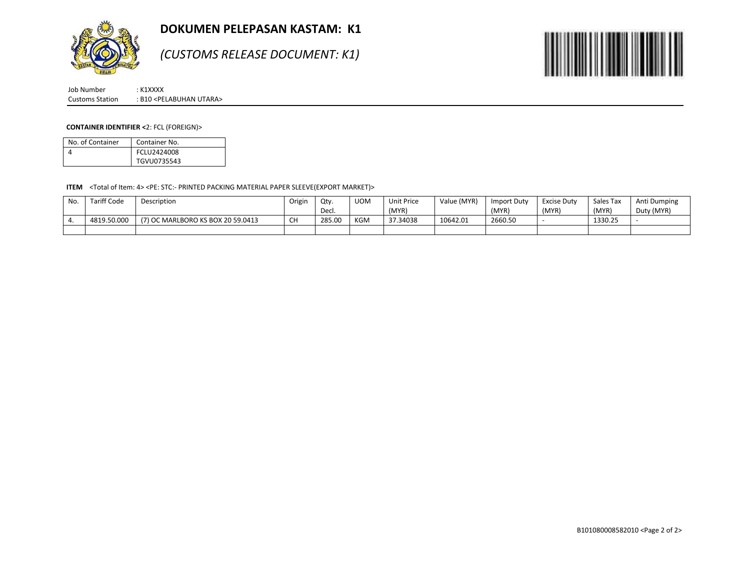# DOKUMEN PELEPASAN KASTAM:  K1

*(CUSTOMS RELEASE DOCUMENT: K1)*

Job Number : K1XXXX
Customs Station : B10 <PELABUHAN UTARA>

**CONTAINER IDENTIFIER <**2: FCL (FOREIGN)>

| No. of Container | Container No. |
|---|---|
| 4 | FCLU2424008 TGVU0735543 |

**ITEM** <Total of Item: 4> <PE: STC:- PRINTED PACKING MATERIAL PAPER SLEEVE(EXPORT MARKET)>

| No. | Tariff Code | Description | Origin | Qty. Decl. | UOM | Unit Price (MYR) | Value (MYR) | Import Duty (MYR) | Excise Duty (MYR) | Sales Tax (MYR) | Anti Dumping Duty (MYR) |
|---|---|---|---|---|---|---|---|---|---|---|---|
| 4. | 4819.50.000 | (7) OC MARLBORO KS BOX 20 59.0413 | CH | 285.00 | KGM | 37.34038 | 10642.01 | 2660.50 | - | 1330.25 | - |
| | | | | | | | | | | | |

B101080008582010